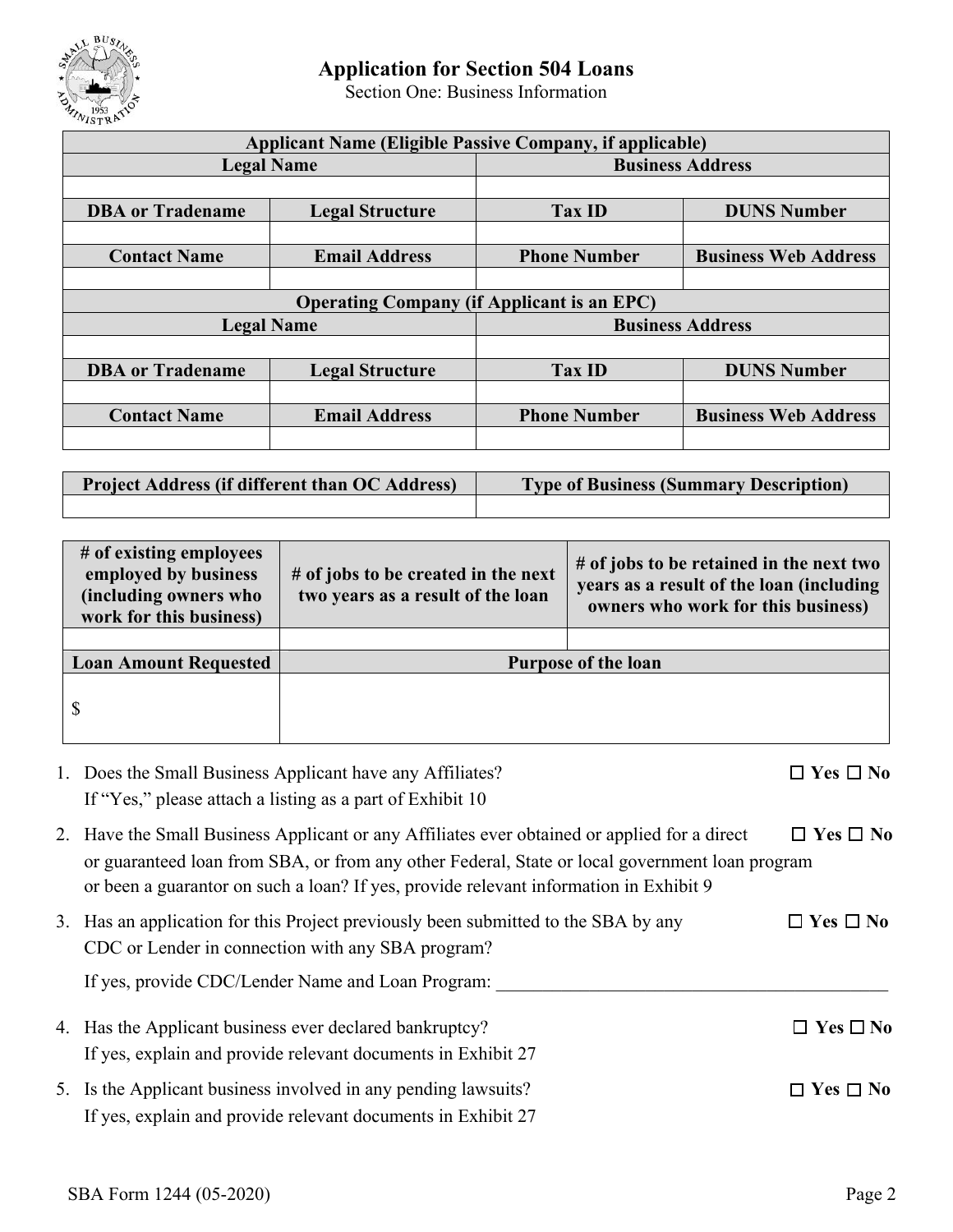# Application for Section 504 Loans

Section One: Business Information

| Applicant Name (Eligible Passive Company, if applicable) | | | |
|---|---|---|---|
| **Legal Name** | | **Business Address** | |
| | | | |
| **DBA or Tradename** | **Legal Structure** | **Tax ID** | **DUNS Number** |
| | | | |
| **Contact Name** | **Email Address** | **Phone Number** | **Business Web Address** |
| | | | |
| **Operating Company (if Applicant is an EPC)** | | | |
| **Legal Name** | | **Business Address** | |
| | | | |
| **DBA or Tradename** | **Legal Structure** | **Tax ID** | **DUNS Number** |
| | | | |
| **Contact Name** | **Email Address** | **Phone Number** | **Business Web Address** |
| | | | |

| Project Address (if different than OC Address) | Type of Business (Summary Description) |
|---|---|
| | |

| # of existing employees employed by business (including owners who work for this business) | # of jobs to be created in the next two years as a result of the loan | # of jobs to be retained in the next two years as a result of the loan (including owners who work for this business) |
|---|---|---|
| | | |
| **Loan Amount Requested** | **Purpose of the loan** | |
| $ | | |

1. Does the Small Business Applicant have any Affiliates? ☐ Yes ☐ No
   If "Yes," please attach a listing as a part of Exhibit 10
2. Have the Small Business Applicant or any Affiliates ever obtained or applied for a direct or guaranteed loan from SBA, or from any other Federal, State or local government loan program or been a guarantor on such a loan? If yes, provide relevant information in Exhibit 9 ☐ Yes ☐ No
3. Has an application for this Project previously been submitted to the SBA by any CDC or Lender in connection with any SBA program? ☐ Yes ☐ No

   If yes, provide CDC/Lender Name and Loan Program: ____________________
4. Has the Applicant business ever declared bankruptcy? ☐ Yes ☐ No
   If yes, explain and provide relevant documents in Exhibit 27
5. Is the Applicant business involved in any pending lawsuits? ☐ Yes ☐ No
   If yes, explain and provide relevant documents in Exhibit 27

SBA Form 1244 (05-2020)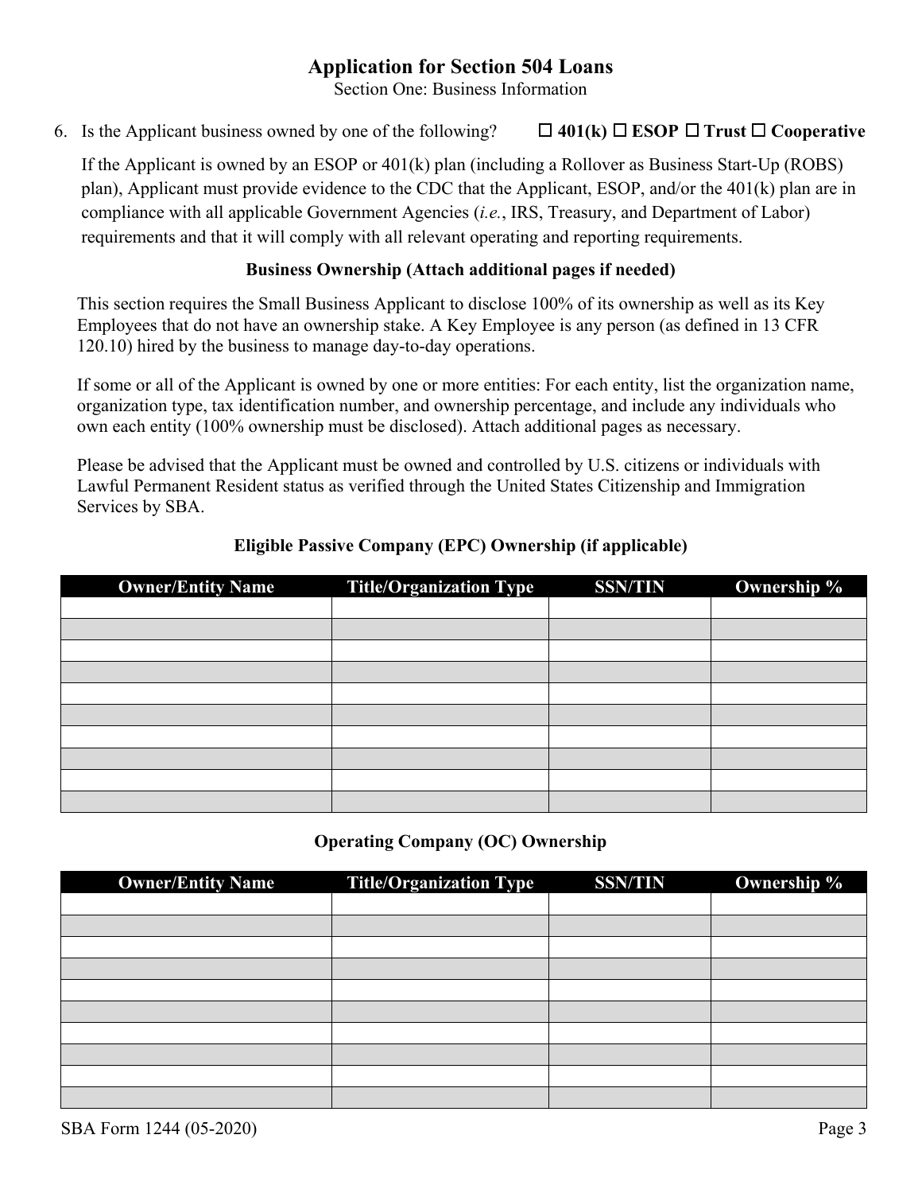# Application for Section 504 Loans

Section One: Business Information

6. Is the Applicant business owned by one of the following? ☐ **401(k)** ☐ **ESOP** ☐ **Trust** ☐ **Cooperative**

   If the Applicant is owned by an ESOP or 401(k) plan (including a Rollover as Business Start-Up (ROBS) plan), Applicant must provide evidence to the CDC that the Applicant, ESOP, and/or the 401(k) plan are in compliance with all applicable Government Agencies (*i.e.*, IRS, Treasury, and Department of Labor) requirements and that it will comply with all relevant operating and reporting requirements.

### Business Ownership (Attach additional pages if needed)

This section requires the Small Business Applicant to disclose 100% of its ownership as well as its Key Employees that do not have an ownership stake. A Key Employee is any person (as defined in 13 CFR 120.10) hired by the business to manage day-to-day operations.

If some or all of the Applicant is owned by one or more entities: For each entity, list the organization name, organization type, tax identification number, and ownership percentage, and include any individuals who own each entity (100% ownership must be disclosed). Attach additional pages as necessary.

Please be advised that the Applicant must be owned and controlled by U.S. citizens or individuals with Lawful Permanent Resident status as verified through the United States Citizenship and Immigration Services by SBA.

### Eligible Passive Company (EPC) Ownership (if applicable)

| Owner/Entity Name | Title/Organization Type | SSN/TIN | Ownership % |
|---|---|---|---|
| | | | |
| | | | |
| | | | |
| | | | |
| | | | |
| | | | |
| | | | |
| | | | |
| | | | |
| | | | |

### Operating Company (OC) Ownership

| Owner/Entity Name | Title/Organization Type | SSN/TIN | Ownership % |
|---|---|---|---|
| | | | |
| | | | |
| | | | |
| | | | |
| | | | |
| | | | |
| | | | |
| | | | |
| | | | |
| | | | |

SBA Form 1244 (05-2020)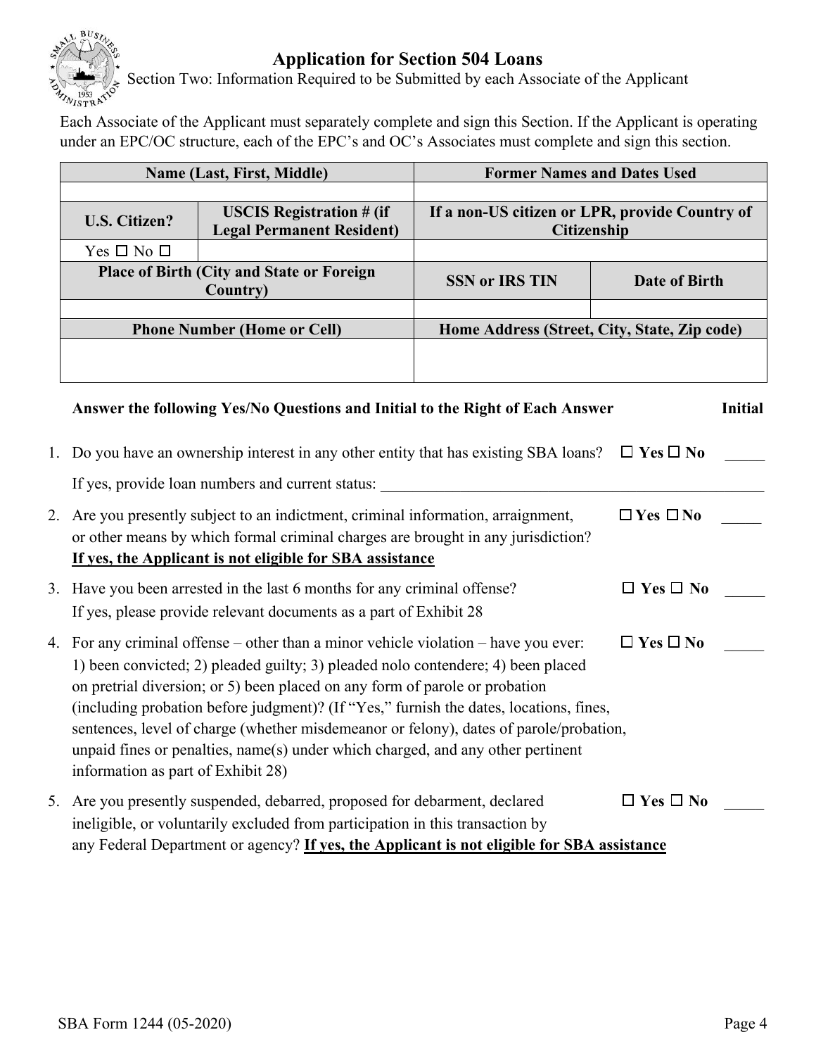# Application for Section 504 Loans

Section Two: Information Required to be Submitted by each Associate of the Applicant

Each Associate of the Applicant must separately complete and sign this Section. If the Applicant is operating under an EPC/OC structure, each of the EPC's and OC's Associates must complete and sign this section.

| **Name (Last, First, Middle)** | | **Former Names and Dates Used** | |
|---|---|---|---|
| | | | |
| **U.S. Citizen?** | **USCIS Registration # (if Legal Permanent Resident)** | **If a non-US citizen or LPR, provide Country of Citizenship** | |
| Yes ☐ No ☐ | | | |
| **Place of Birth (City and State or Foreign Country)** | | **SSN or IRS TIN** | **Date of Birth** |
| | | | |
| **Phone Number (Home or Cell)** | | **Home Address (Street, City, State, Zip code)** | |
| | | | |

**Answer the following Yes/No Questions and Initial to the Right of Each Answer** **Initial**

1. Do you have an ownership interest in any other entity that has existing SBA loans? ☐ **Yes** ☐ **No** _____

   If yes, provide loan numbers and current status: ________________________________________________

2. Are you presently subject to an indictment, criminal information, arraignment, or other means by which formal criminal charges are brought in any jurisdiction? ☐ **Yes** ☐ **No** _____
   **<u>If yes, the Applicant is not eligible for SBA assistance</u>**

3. Have you been arrested in the last 6 months for any criminal offense? ☐ **Yes** ☐ **No** _____
   If yes, please provide relevant documents as a part of Exhibit 28

4. For any criminal offense – other than a minor vehicle violation – have you ever: 1) been convicted; 2) pleaded guilty; 3) pleaded nolo contendere; 4) been placed on pretrial diversion; or 5) been placed on any form of parole or probation (including probation before judgment)? (If "Yes," furnish the dates, locations, fines, sentences, level of charge (whether misdemeanor or felony), dates of parole/probation, unpaid fines or penalties, name(s) under which charged, and any other pertinent information as part of Exhibit 28) ☐ **Yes** ☐ **No** _____

5. Are you presently suspended, debarred, proposed for debarment, declared ineligible, or voluntarily excluded from participation in this transaction by any Federal Department or agency? **<u>If yes, the Applicant is not eligible for SBA assistance</u>** ☐ **Yes** ☐ **No** _____

SBA Form 1244 (05-2020)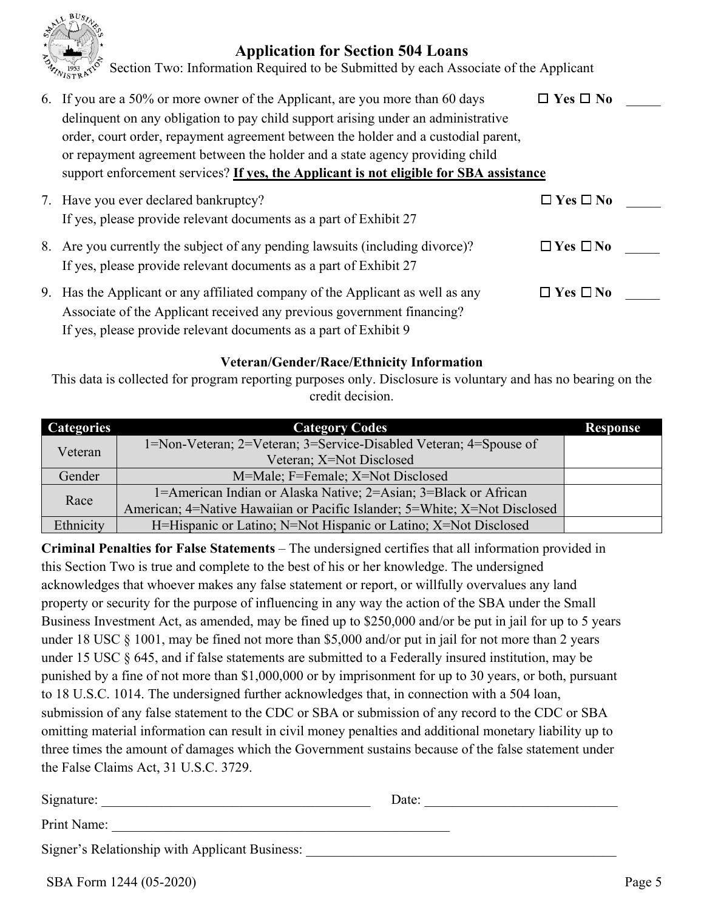# Application for Section 504 Loans

Section Two: Information Required to be Submitted by each Associate of the Applicant

6. If you are a 50% or more owner of the Applicant, are you more than 60 days delinquent on any obligation to pay child support arising under an administrative order, court order, repayment agreement between the holder and a custodial parent, or repayment agreement between the holder and a state agency providing child support enforcement services? **If yes, the Applicant is not eligible for SBA assistance** ☐ **Yes** ☐ **No** _____

7. Have you ever declared bankruptcy? ☐ **Yes** ☐ **No** _____
   If yes, please provide relevant documents as a part of Exhibit 27

8. Are you currently the subject of any pending lawsuits (including divorce)? ☐ **Yes** ☐ **No** _____
   If yes, please provide relevant documents as a part of Exhibit 27

9. Has the Applicant or any affiliated company of the Applicant as well as any Associate of the Applicant received any previous government financing? ☐ **Yes** ☐ **No** _____
   If yes, please provide relevant documents as a part of Exhibit 9

### Veteran/Gender/Race/Ethnicity Information

This data is collected for program reporting purposes only. Disclosure is voluntary and has no bearing on the credit decision.

| Categories | Category Codes | Response |
|---|---|---|
| Veteran | 1=Non-Veteran; 2=Veteran; 3=Service-Disabled Veteran; 4=Spouse of Veteran; X=Not Disclosed | |
| Gender | M=Male; F=Female; X=Not Disclosed | |
| Race | 1=American Indian or Alaska Native; 2=Asian; 3=Black or African American; 4=Native Hawaiian or Pacific Islander; 5=White; X=Not Disclosed | |
| Ethnicity | H=Hispanic or Latino; N=Not Hispanic or Latino; X=Not Disclosed | |

**Criminal Penalties for False Statements** – The undersigned certifies that all information provided in this Section Two is true and complete to the best of his or her knowledge. The undersigned acknowledges that whoever makes any false statement or report, or willfully overvalues any land property or security for the purpose of influencing in any way the action of the SBA under the Small Business Investment Act, as amended, may be fined up to $250,000 and/or be put in jail for up to 5 years under 18 USC § 1001, may be fined not more than $5,000 and/or put in jail for not more than 2 years under 15 USC § 645, and if false statements are submitted to a Federally insured institution, may be punished by a fine of not more than $1,000,000 or by imprisonment for up to 30 years, or both, pursuant to 18 U.S.C. 1014. The undersigned further acknowledges that, in connection with a 504 loan, submission of any false statement to the CDC or SBA or submission of any record to the CDC or SBA omitting material information can result in civil money penalties and additional monetary liability up to three times the amount of damages which the Government sustains because of the false statement under the False Claims Act, 31 U.S.C. 3729.

Signature: ________________________________________ Date: ____________________________

Print Name: ____________________________________________________

Signer's Relationship with Applicant Business: _______________________________________________

SBA Form 1244 (05-2020)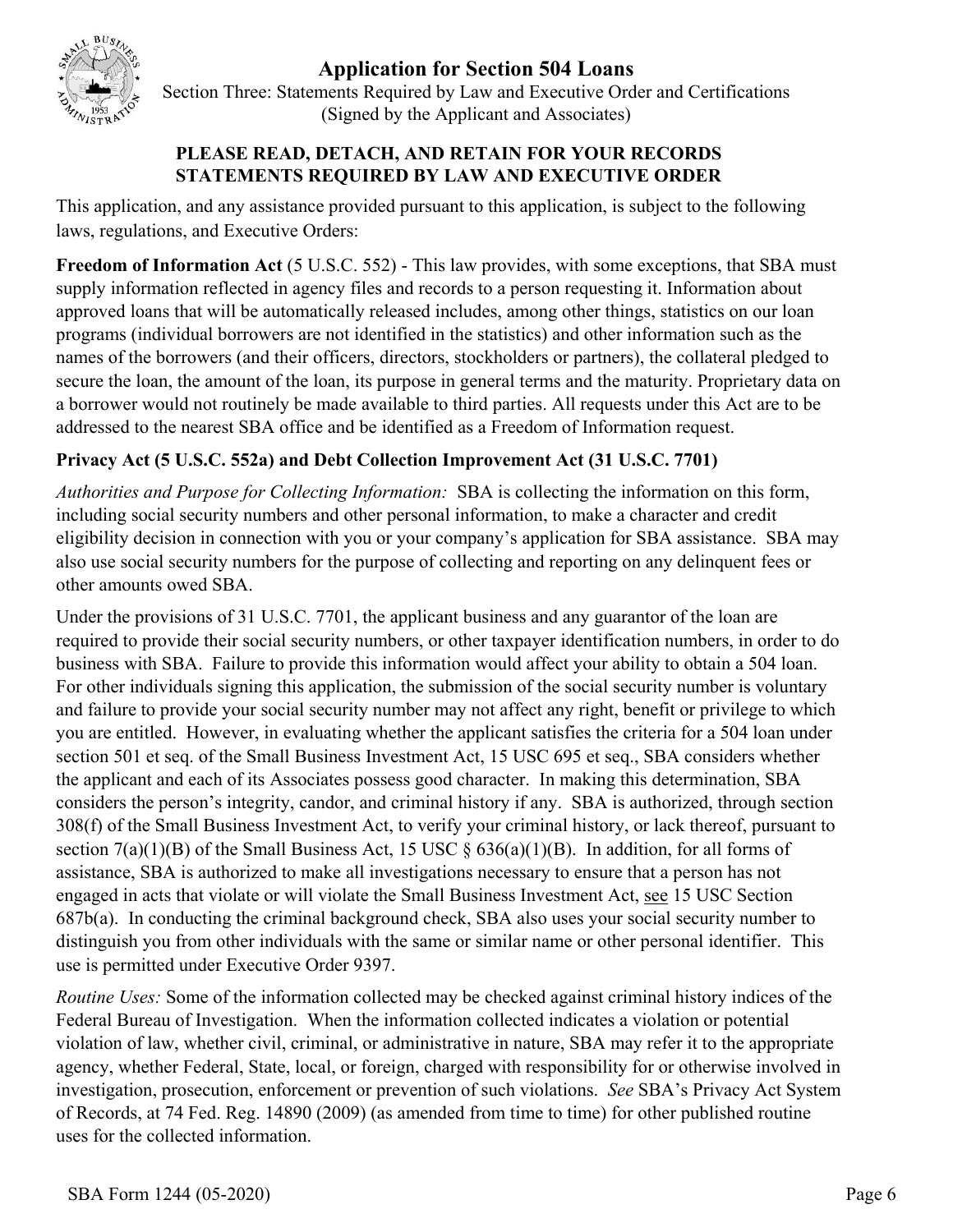# Application for Section 504 Loans

Section Three: Statements Required by Law and Executive Order and Certifications
(Signed by the Applicant and Associates)

**PLEASE READ, DETACH, AND RETAIN FOR YOUR RECORDS**
**STATEMENTS REQUIRED BY LAW AND EXECUTIVE ORDER**

This application, and any assistance provided pursuant to this application, is subject to the following laws, regulations, and Executive Orders:

**Freedom of Information Act** (5 U.S.C. 552) - This law provides, with some exceptions, that SBA must supply information reflected in agency files and records to a person requesting it. Information about approved loans that will be automatically released includes, among other things, statistics on our loan programs (individual borrowers are not identified in the statistics) and other information such as the names of the borrowers (and their officers, directors, stockholders or partners), the collateral pledged to secure the loan, the amount of the loan, its purpose in general terms and the maturity. Proprietary data on a borrower would not routinely be made available to third parties. All requests under this Act are to be addressed to the nearest SBA office and be identified as a Freedom of Information request.

**Privacy Act (5 U.S.C. 552a) and Debt Collection Improvement Act (31 U.S.C. 7701)**

*Authorities and Purpose for Collecting Information:* SBA is collecting the information on this form, including social security numbers and other personal information, to make a character and credit eligibility decision in connection with you or your company's application for SBA assistance. SBA may also use social security numbers for the purpose of collecting and reporting on any delinquent fees or other amounts owed SBA.

Under the provisions of 31 U.S.C. 7701, the applicant business and any guarantor of the loan are required to provide their social security numbers, or other taxpayer identification numbers, in order to do business with SBA. Failure to provide this information would affect your ability to obtain a 504 loan. For other individuals signing this application, the submission of the social security number is voluntary and failure to provide your social security number may not affect any right, benefit or privilege to which you are entitled. However, in evaluating whether the applicant satisfies the criteria for a 504 loan under section 501 et seq. of the Small Business Investment Act, 15 USC 695 et seq., SBA considers whether the applicant and each of its Associates possess good character. In making this determination, SBA considers the person's integrity, candor, and criminal history if any. SBA is authorized, through section 308(f) of the Small Business Investment Act, to verify your criminal history, or lack thereof, pursuant to section 7(a)(1)(B) of the Small Business Act, 15 USC § 636(a)(1)(B). In addition, for all forms of assistance, SBA is authorized to make all investigations necessary to ensure that a person has not engaged in acts that violate or will violate the Small Business Investment Act, see 15 USC Section 687b(a). In conducting the criminal background check, SBA also uses your social security number to distinguish you from other individuals with the same or similar name or other personal identifier. This use is permitted under Executive Order 9397.

*Routine Uses:* Some of the information collected may be checked against criminal history indices of the Federal Bureau of Investigation. When the information collected indicates a violation or potential violation of law, whether civil, criminal, or administrative in nature, SBA may refer it to the appropriate agency, whether Federal, State, local, or foreign, charged with responsibility for or otherwise involved in investigation, prosecution, enforcement or prevention of such violations. *See* SBA's Privacy Act System of Records, at 74 Fed. Reg. 14890 (2009) (as amended from time to time) for other published routine uses for the collected information.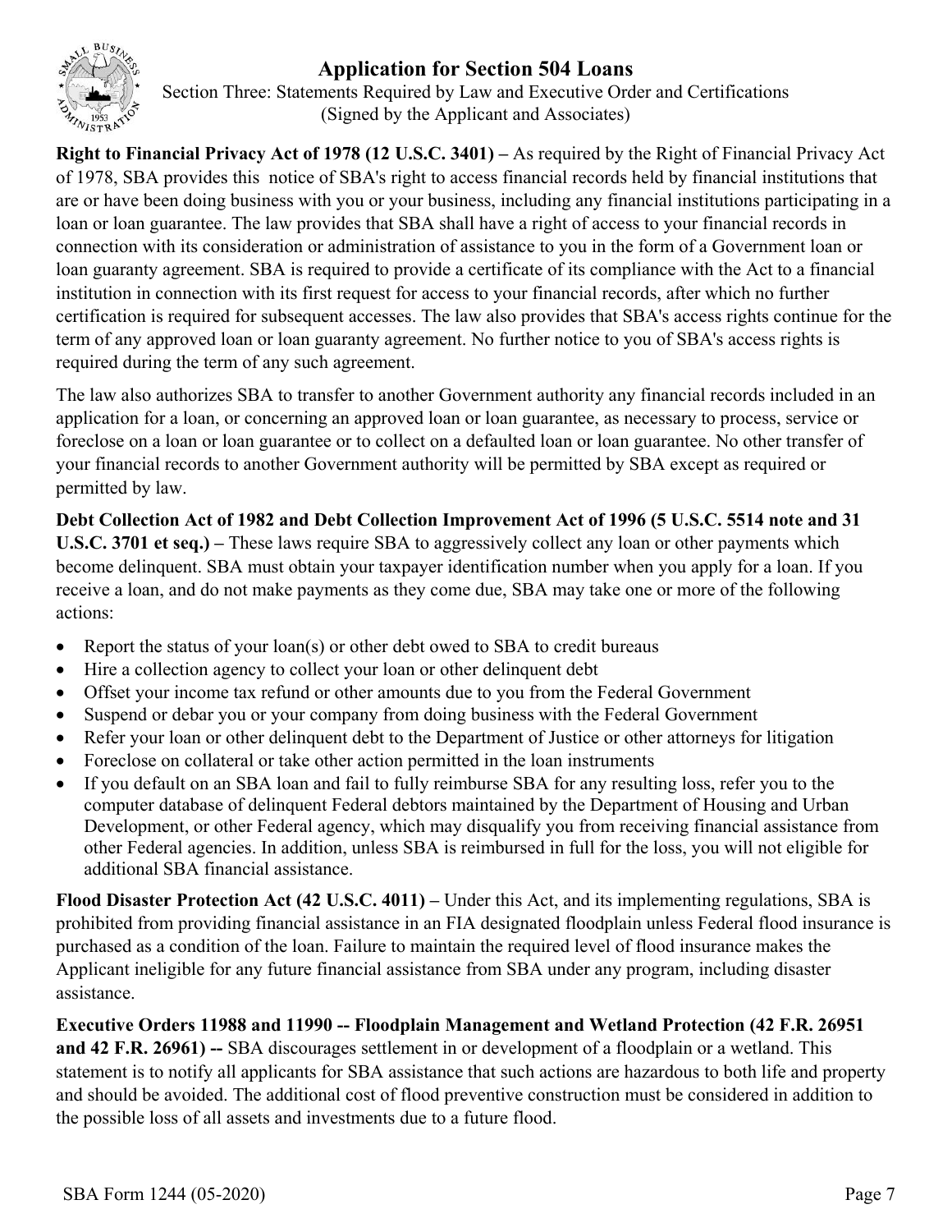# Application for Section 504 Loans

Section Three: Statements Required by Law and Executive Order and Certifications
(Signed by the Applicant and Associates)

**Right to Financial Privacy Act of 1978 (12 U.S.C. 3401) –** As required by the Right of Financial Privacy Act of 1978, SBA provides this notice of SBA's right to access financial records held by financial institutions that are or have been doing business with you or your business, including any financial institutions participating in a loan or loan guarantee. The law provides that SBA shall have a right of access to your financial records in connection with its consideration or administration of assistance to you in the form of a Government loan or loan guaranty agreement. SBA is required to provide a certificate of its compliance with the Act to a financial institution in connection with its first request for access to your financial records, after which no further certification is required for subsequent accesses. The law also provides that SBA's access rights continue for the term of any approved loan or loan guaranty agreement. No further notice to you of SBA's access rights is required during the term of any such agreement.

The law also authorizes SBA to transfer to another Government authority any financial records included in an application for a loan, or concerning an approved loan or loan guarantee, as necessary to process, service or foreclose on a loan or loan guarantee or to collect on a defaulted loan or loan guarantee. No other transfer of your financial records to another Government authority will be permitted by SBA except as required or permitted by law.

**Debt Collection Act of 1982 and Debt Collection Improvement Act of 1996 (5 U.S.C. 5514 note and 31 U.S.C. 3701 et seq.) –** These laws require SBA to aggressively collect any loan or other payments which become delinquent. SBA must obtain your taxpayer identification number when you apply for a loan. If you receive a loan, and do not make payments as they come due, SBA may take one or more of the following actions:

- Report the status of your loan(s) or other debt owed to SBA to credit bureaus
- Hire a collection agency to collect your loan or other delinquent debt
- Offset your income tax refund or other amounts due to you from the Federal Government
- Suspend or debar you or your company from doing business with the Federal Government
- Refer your loan or other delinquent debt to the Department of Justice or other attorneys for litigation
- Foreclose on collateral or take other action permitted in the loan instruments
- If you default on an SBA loan and fail to fully reimburse SBA for any resulting loss, refer you to the computer database of delinquent Federal debtors maintained by the Department of Housing and Urban Development, or other Federal agency, which may disqualify you from receiving financial assistance from other Federal agencies. In addition, unless SBA is reimbursed in full for the loss, you will not eligible for additional SBA financial assistance.

**Flood Disaster Protection Act (42 U.S.C. 4011) –** Under this Act, and its implementing regulations, SBA is prohibited from providing financial assistance in an FIA designated floodplain unless Federal flood insurance is purchased as a condition of the loan. Failure to maintain the required level of flood insurance makes the Applicant ineligible for any future financial assistance from SBA under any program, including disaster assistance.

**Executive Orders 11988 and 11990 -- Floodplain Management and Wetland Protection (42 F.R. 26951 and 42 F.R. 26961) --** SBA discourages settlement in or development of a floodplain or a wetland. This statement is to notify all applicants for SBA assistance that such actions are hazardous to both life and property and should be avoided. The additional cost of flood preventive construction must be considered in addition to the possible loss of all assets and investments due to a future flood.

SBA Form 1244 (05-2020)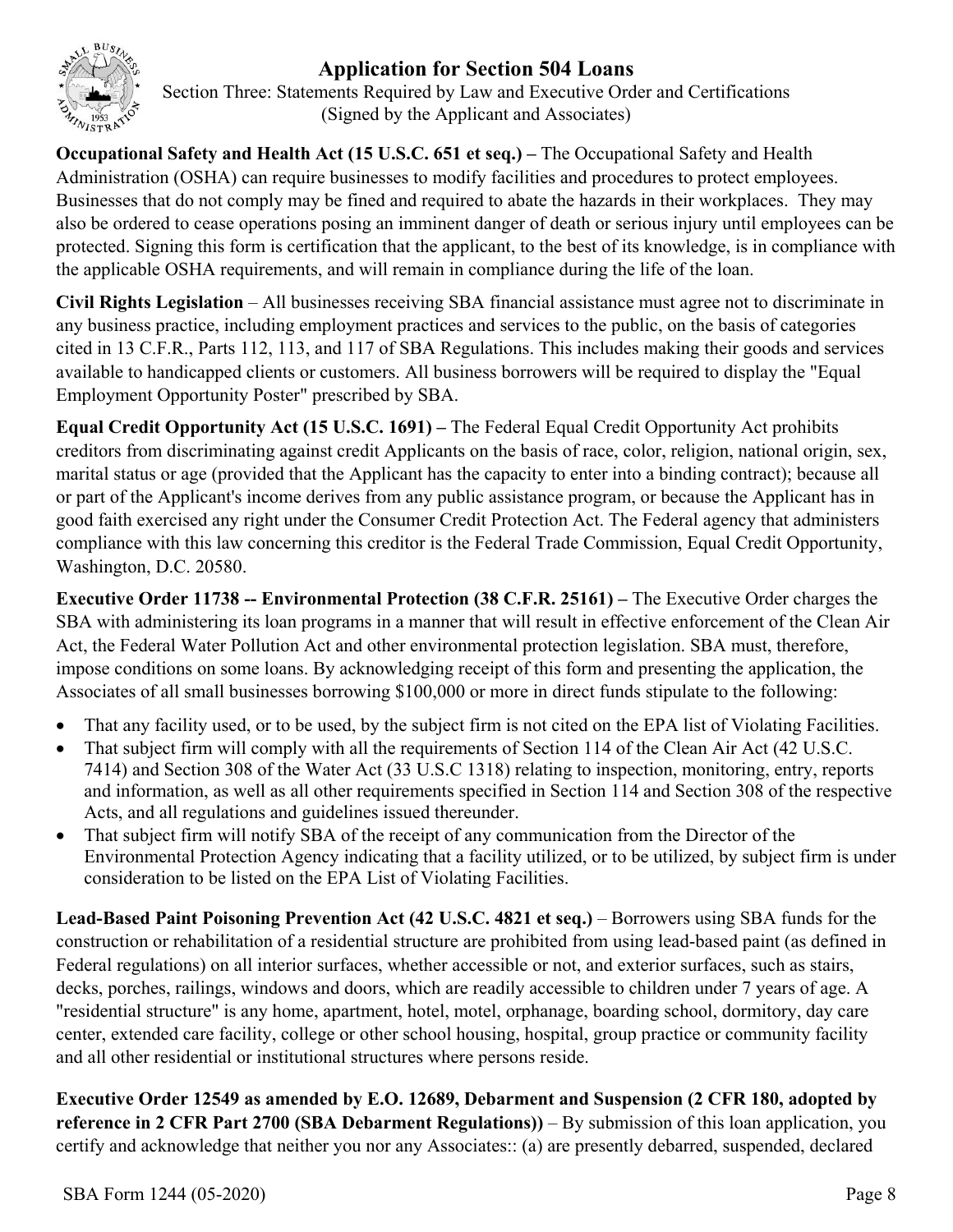# Application for Section 504 Loans

Section Three: Statements Required by Law and Executive Order and Certifications
(Signed by the Applicant and Associates)

**Occupational Safety and Health Act (15 U.S.C. 651 et seq.) –** The Occupational Safety and Health Administration (OSHA) can require businesses to modify facilities and procedures to protect employees. Businesses that do not comply may be fined and required to abate the hazards in their workplaces. They may also be ordered to cease operations posing an imminent danger of death or serious injury until employees can be protected. Signing this form is certification that the applicant, to the best of its knowledge, is in compliance with the applicable OSHA requirements, and will remain in compliance during the life of the loan.

**Civil Rights Legislation** – All businesses receiving SBA financial assistance must agree not to discriminate in any business practice, including employment practices and services to the public, on the basis of categories cited in 13 C.F.R., Parts 112, 113, and 117 of SBA Regulations. This includes making their goods and services available to handicapped clients or customers. All business borrowers will be required to display the "Equal Employment Opportunity Poster" prescribed by SBA.

**Equal Credit Opportunity Act (15 U.S.C. 1691) –** The Federal Equal Credit Opportunity Act prohibits creditors from discriminating against credit Applicants on the basis of race, color, religion, national origin, sex, marital status or age (provided that the Applicant has the capacity to enter into a binding contract); because all or part of the Applicant's income derives from any public assistance program, or because the Applicant has in good faith exercised any right under the Consumer Credit Protection Act. The Federal agency that administers compliance with this law concerning this creditor is the Federal Trade Commission, Equal Credit Opportunity, Washington, D.C. 20580.

**Executive Order 11738 -- Environmental Protection (38 C.F.R. 25161) –** The Executive Order charges the SBA with administering its loan programs in a manner that will result in effective enforcement of the Clean Air Act, the Federal Water Pollution Act and other environmental protection legislation. SBA must, therefore, impose conditions on some loans. By acknowledging receipt of this form and presenting the application, the Associates of all small businesses borrowing $100,000 or more in direct funds stipulate to the following:

- That any facility used, or to be used, by the subject firm is not cited on the EPA list of Violating Facilities.
- That subject firm will comply with all the requirements of Section 114 of the Clean Air Act (42 U.S.C. 7414) and Section 308 of the Water Act (33 U.S.C 1318) relating to inspection, monitoring, entry, reports and information, as well as all other requirements specified in Section 114 and Section 308 of the respective Acts, and all regulations and guidelines issued thereunder.
- That subject firm will notify SBA of the receipt of any communication from the Director of the Environmental Protection Agency indicating that a facility utilized, or to be utilized, by subject firm is under consideration to be listed on the EPA List of Violating Facilities.

**Lead-Based Paint Poisoning Prevention Act (42 U.S.C. 4821 et seq.)** – Borrowers using SBA funds for the construction or rehabilitation of a residential structure are prohibited from using lead-based paint (as defined in Federal regulations) on all interior surfaces, whether accessible or not, and exterior surfaces, such as stairs, decks, porches, railings, windows and doors, which are readily accessible to children under 7 years of age. A "residential structure" is any home, apartment, hotel, motel, orphanage, boarding school, dormitory, day care center, extended care facility, college or other school housing, hospital, group practice or community facility and all other residential or institutional structures where persons reside.

**Executive Order 12549 as amended by E.O. 12689, Debarment and Suspension (2 CFR 180, adopted by reference in 2 CFR Part 2700 (SBA Debarment Regulations))** – By submission of this loan application, you certify and acknowledge that neither you nor any Associates:: (a) are presently debarred, suspended, declared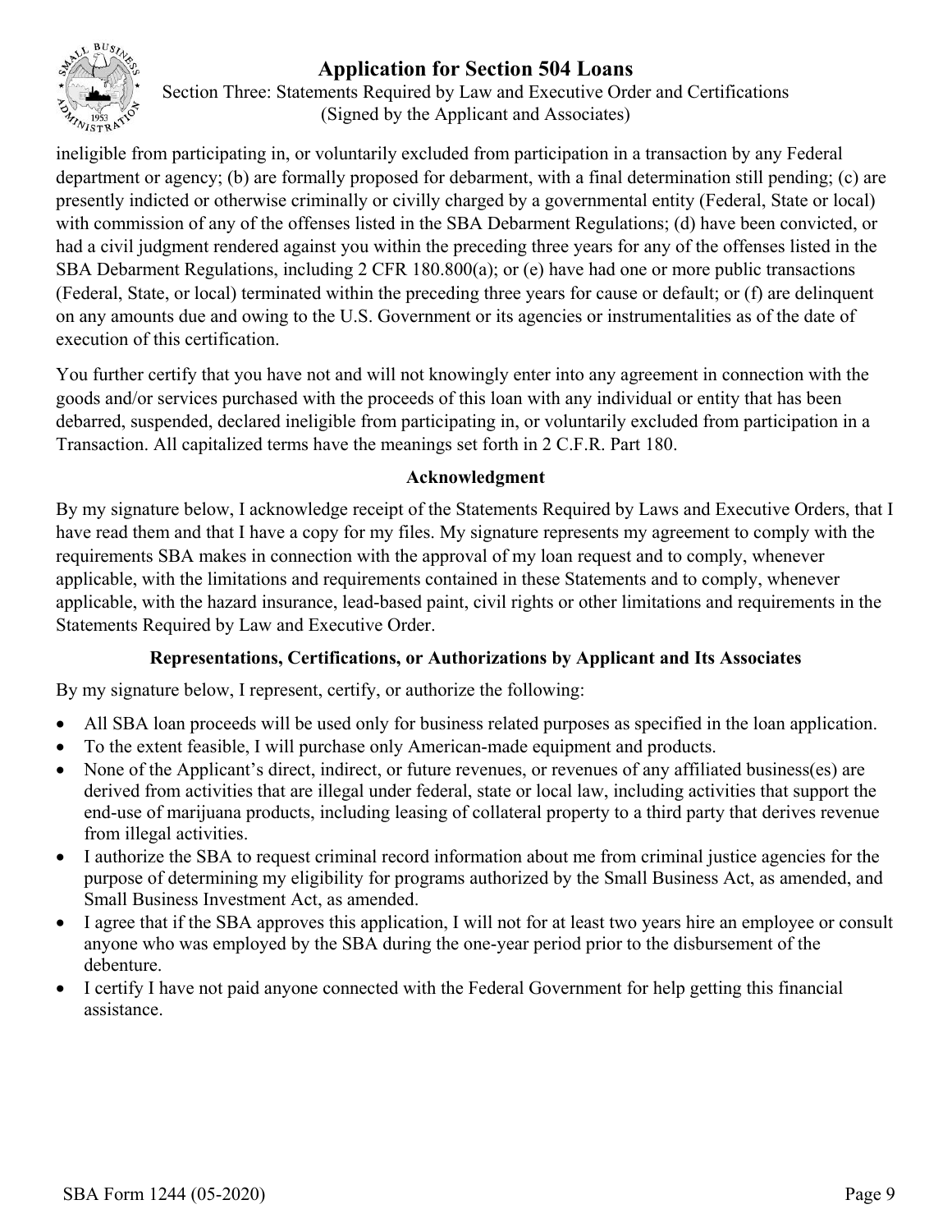ineligible from participating in, or voluntarily excluded from participation in a transaction by any Federal department or agency; (b) are formally proposed for debarment, with a final determination still pending; (c) are presently indicted or otherwise criminally or civilly charged by a governmental entity (Federal, State or local) with commission of any of the offenses listed in the SBA Debarment Regulations; (d) have been convicted, or had a civil judgment rendered against you within the preceding three years for any of the offenses listed in the SBA Debarment Regulations, including 2 CFR 180.800(a); or (e) have had one or more public transactions (Federal, State, or local) terminated within the preceding three years for cause or default; or (f) are delinquent on any amounts due and owing to the U.S. Government or its agencies or instrumentalities as of the date of execution of this certification.

You further certify that you have not and will not knowingly enter into any agreement in connection with the goods and/or services purchased with the proceeds of this loan with any individual or entity that has been debarred, suspended, declared ineligible from participating in, or voluntarily excluded from participation in a Transaction. All capitalized terms have the meanings set forth in 2 C.F.R. Part 180.

### Acknowledgment

By my signature below, I acknowledge receipt of the Statements Required by Laws and Executive Orders, that I have read them and that I have a copy for my files. My signature represents my agreement to comply with the requirements SBA makes in connection with the approval of my loan request and to comply, whenever applicable, with the limitations and requirements contained in these Statements and to comply, whenever applicable, with the hazard insurance, lead-based paint, civil rights or other limitations and requirements in the Statements Required by Law and Executive Order.

### Representations, Certifications, or Authorizations by Applicant and Its Associates

By my signature below, I represent, certify, or authorize the following:

- All SBA loan proceeds will be used only for business related purposes as specified in the loan application.
- To the extent feasible, I will purchase only American-made equipment and products.
- None of the Applicant's direct, indirect, or future revenues, or revenues of any affiliated business(es) are derived from activities that are illegal under federal, state or local law, including activities that support the end-use of marijuana products, including leasing of collateral property to a third party that derives revenue from illegal activities.
- I authorize the SBA to request criminal record information about me from criminal justice agencies for the purpose of determining my eligibility for programs authorized by the Small Business Act, as amended, and Small Business Investment Act, as amended.
- I agree that if the SBA approves this application, I will not for at least two years hire an employee or consult anyone who was employed by the SBA during the one-year period prior to the disbursement of the debenture.
- I certify I have not paid anyone connected with the Federal Government for help getting this financial assistance.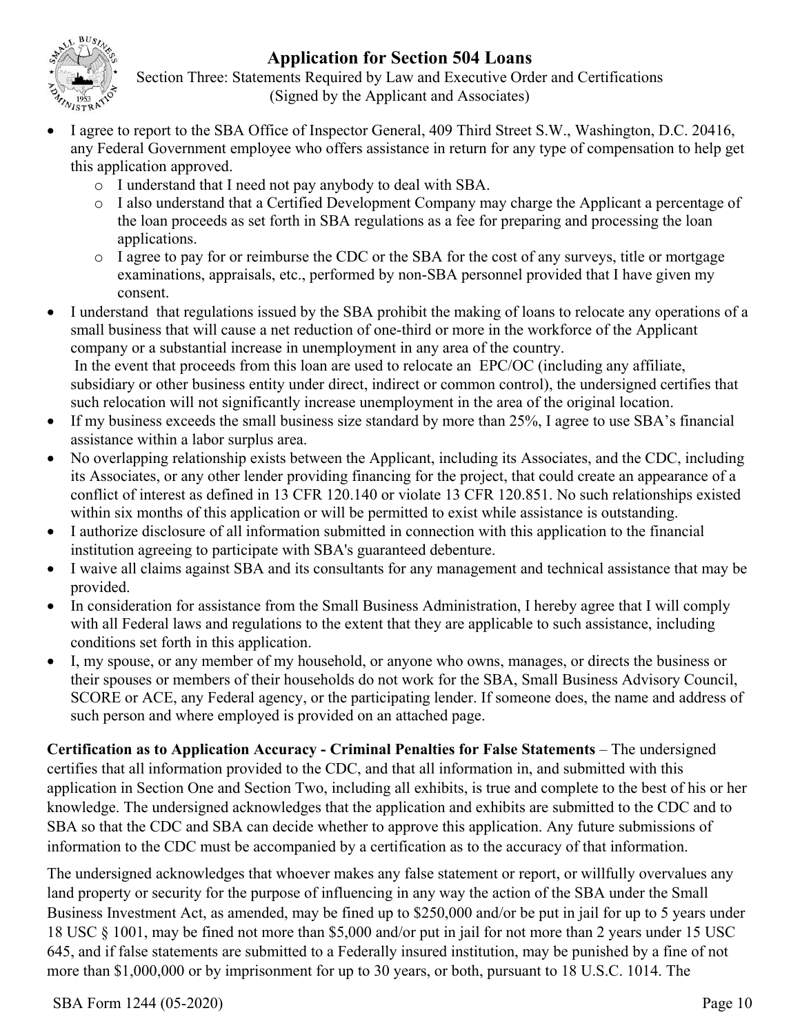# Application for Section 504 Loans

Section Three: Statements Required by Law and Executive Order and Certifications
(Signed by the Applicant and Associates)

- I agree to report to the SBA Office of Inspector General, 409 Third Street S.W., Washington, D.C. 20416, any Federal Government employee who offers assistance in return for any type of compensation to help get this application approved.
  - I understand that I need not pay anybody to deal with SBA.
  - I also understand that a Certified Development Company may charge the Applicant a percentage of the loan proceeds as set forth in SBA regulations as a fee for preparing and processing the loan applications.
  - I agree to pay for or reimburse the CDC or the SBA for the cost of any surveys, title or mortgage examinations, appraisals, etc., performed by non-SBA personnel provided that I have given my consent.
- I understand that regulations issued by the SBA prohibit the making of loans to relocate any operations of a small business that will cause a net reduction of one-third or more in the workforce of the Applicant company or a substantial increase in unemployment in any area of the country.
  In the event that proceeds from this loan are used to relocate an EPC/OC (including any affiliate, subsidiary or other business entity under direct, indirect or common control), the undersigned certifies that such relocation will not significantly increase unemployment in the area of the original location.
- If my business exceeds the small business size standard by more than 25%, I agree to use SBA's financial assistance within a labor surplus area.
- No overlapping relationship exists between the Applicant, including its Associates, and the CDC, including its Associates, or any other lender providing financing for the project, that could create an appearance of a conflict of interest as defined in 13 CFR 120.140 or violate 13 CFR 120.851. No such relationships existed within six months of this application or will be permitted to exist while assistance is outstanding.
- I authorize disclosure of all information submitted in connection with this application to the financial institution agreeing to participate with SBA's guaranteed debenture.
- I waive all claims against SBA and its consultants for any management and technical assistance that may be provided.
- In consideration for assistance from the Small Business Administration, I hereby agree that I will comply with all Federal laws and regulations to the extent that they are applicable to such assistance, including conditions set forth in this application.
- I, my spouse, or any member of my household, or anyone who owns, manages, or directs the business or their spouses or members of their households do not work for the SBA, Small Business Advisory Council, SCORE or ACE, any Federal agency, or the participating lender. If someone does, the name and address of such person and where employed is provided on an attached page.

**Certification as to Application Accuracy - Criminal Penalties for False Statements** – The undersigned certifies that all information provided to the CDC, and that all information in, and submitted with this application in Section One and Section Two, including all exhibits, is true and complete to the best of his or her knowledge. The undersigned acknowledges that the application and exhibits are submitted to the CDC and to SBA so that the CDC and SBA can decide whether to approve this application. Any future submissions of information to the CDC must be accompanied by a certification as to the accuracy of that information.

The undersigned acknowledges that whoever makes any false statement or report, or willfully overvalues any land property or security for the purpose of influencing in any way the action of the SBA under the Small Business Investment Act, as amended, may be fined up to $250,000 and/or be put in jail for up to 5 years under 18 USC § 1001, may be fined not more than $5,000 and/or put in jail for not more than 2 years under 15 USC 645, and if false statements are submitted to a Federally insured institution, may be punished by a fine of not more than $1,000,000 or by imprisonment for up to 30 years, or both, pursuant to 18 U.S.C. 1014. The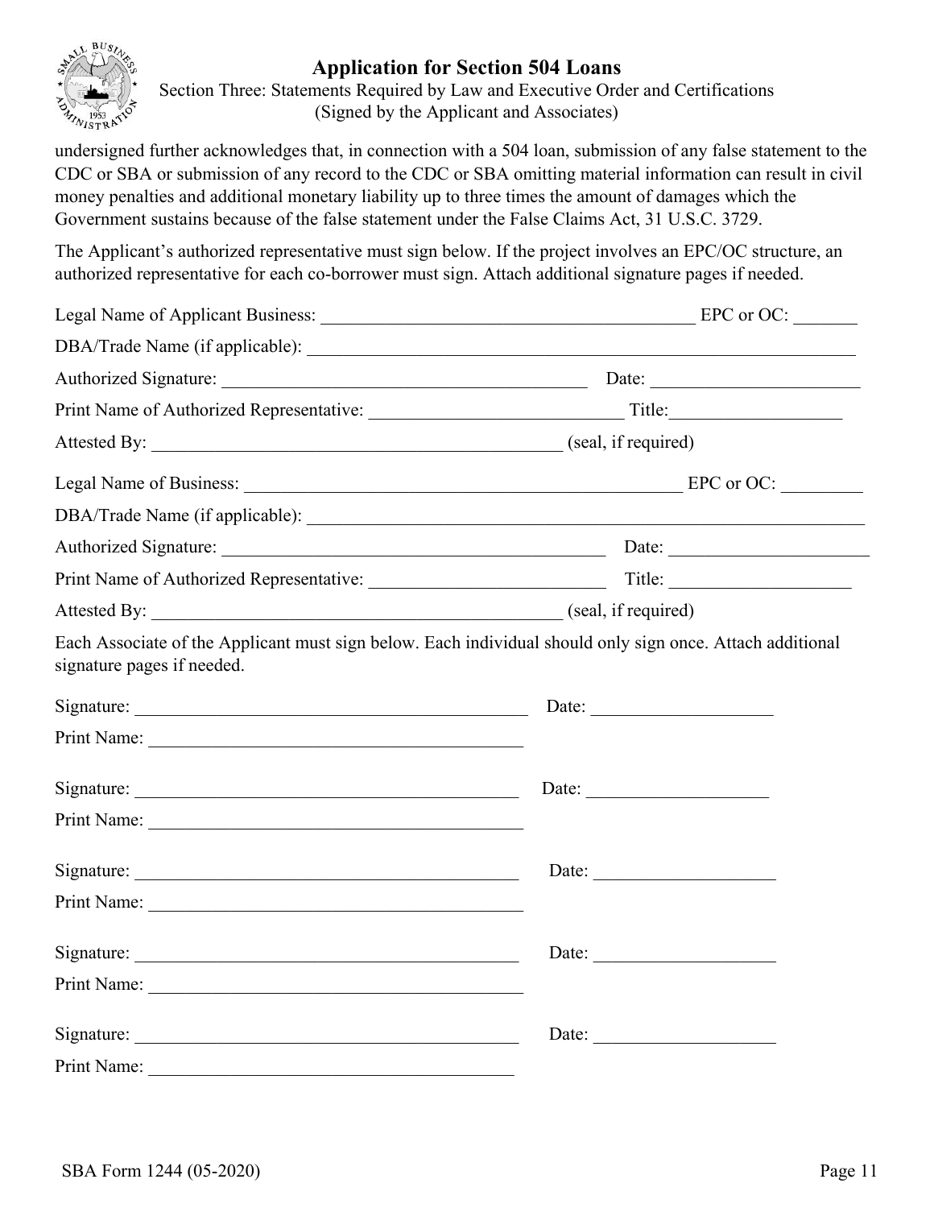# Application for Section 504 Loans

Section Three: Statements Required by Law and Executive Order and Certifications (Signed by the Applicant and Associates)

undersigned further acknowledges that, in connection with a 504 loan, submission of any false statement to the CDC or SBA or submission of any record to the CDC or SBA omitting material information can result in civil money penalties and additional monetary liability up to three times the amount of damages which the Government sustains because of the false statement under the False Claims Act, 31 U.S.C. 3729.

The Applicant's authorized representative must sign below. If the project involves an EPC/OC structure, an authorized representative for each co-borrower must sign. Attach additional signature pages if needed.

Legal Name of Applicant Business: ___________________________________________ EPC or OC: _______

DBA/Trade Name (if applicable): ______________________________________________________________

Authorized Signature: __________________________________________ Date: ______________________

Print Name of Authorized Representative: ____________________________ Title:___________________

Attested By: _______________________________________________ (seal, if required)

Legal Name of Business: __________________________________________________ EPC or OC: _________

DBA/Trade Name (if applicable): ______________________________________________________________

Authorized Signature: ____________________________________________ Date: ______________________

Print Name of Authorized Representative: __________________________ Title: ____________________

Attested By: ________________________________________________ (seal, if required)

Each Associate of the Applicant must sign below. Each individual should only sign once. Attach additional signature pages if needed.

Signature: ____________________________________________ Date: ____________________

Print Name: ___________________________________________

Signature: ____________________________________________ Date: ____________________

Print Name: ___________________________________________

Signature: ____________________________________________ Date: ____________________

Print Name: ___________________________________________

Signature: ____________________________________________ Date: ____________________

Print Name: ___________________________________________

Signature: ____________________________________________ Date: ____________________

Print Name: ___________________________________________

SBA Form 1244 (05-2020)